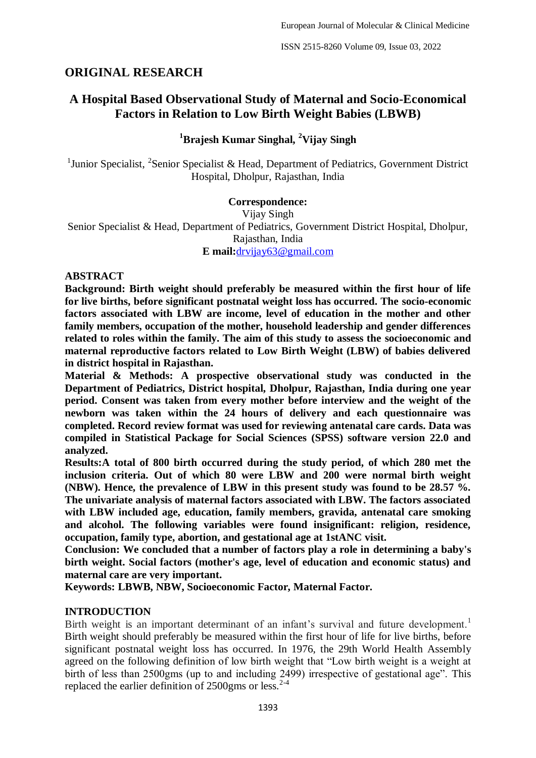## ORIGINAL RESEARCH

# A Hospital Based Observational Study of Maternal and Socio-Economical Factors in Relation to Low Birth Weight Babies (LBWB)

**[1]Brajesh Kumar Singhal, [2]Vijay Singh**

[1]Junior Specialist, [2]Senior Specialist & Head, Department of Pediatrics, Government District Hospital, Dholpur, Rajasthan, India

**Correspondence:**
Vijay Singh
Senior Specialist & Head, Department of Pediatrics, Government District Hospital, Dholpur, Rajasthan, India
**E mail:**drvijay63@gmail.com

## ABSTRACT

**Background: Birth weight should preferably be measured within the first hour of life for live births, before significant postnatal weight loss has occurred. The socio-economic factors associated with LBW are income, level of education in the mother and other family members, occupation of the mother, household leadership and gender differences related to roles within the family. The aim of this study to assess the socioeconomic and maternal reproductive factors related to Low Birth Weight (LBW) of babies delivered in district hospital in Rajasthan.**

**Material & Methods: A prospective observational study was conducted in the Department of Pediatrics, District hospital, Dholpur, Rajasthan, India during one year period. Consent was taken from every mother before interview and the weight of the newborn was taken within the 24 hours of delivery and each questionnaire was completed. Record review format was used for reviewing antenatal care cards. Data was compiled in Statistical Package for Social Sciences (SPSS) software version 22.0 and analyzed.**

**Results:A total of 800 birth occurred during the study period, of which 280 met the inclusion criteria. Out of which 80 were LBW and 200 were normal birth weight (NBW). Hence, the prevalence of LBW in this present study was found to be 28.57 %. The univariate analysis of maternal factors associated with LBW. The factors associated with LBW included age, education, family members, gravida, antenatal care smoking and alcohol. The following variables were found insignificant: religion, residence, occupation, family type, abortion, and gestational age at 1stANC visit.**

**Conclusion: We concluded that a number of factors play a role in determining a baby's birth weight. Social factors (mother's age, level of education and economic status) and maternal care are very important.**

**Keywords: LBWB, NBW, Socioeconomic Factor, Maternal Factor.**

## INTRODUCTION

Birth weight is an important determinant of an infant's survival and future development.[1] Birth weight should preferably be measured within the first hour of life for live births, before significant postnatal weight loss has occurred. In 1976, the 29th World Health Assembly agreed on the following definition of low birth weight that "Low birth weight is a weight at birth of less than 2500gms (up to and including 2499) irrespective of gestational age". This replaced the earlier definition of 2500gms or less.[2-4]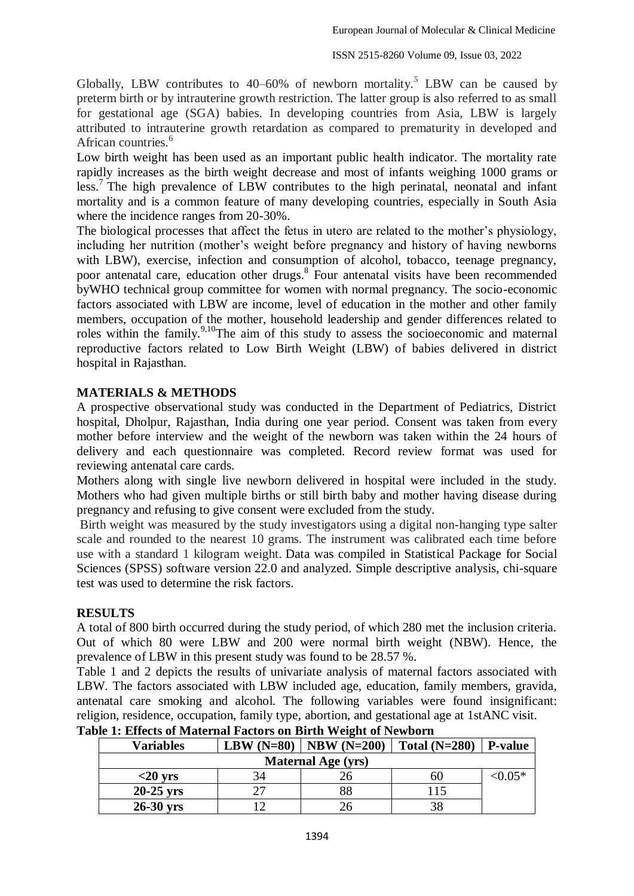Globally, LBW contributes to 40–60% of newborn mortality.[5] LBW can be caused by preterm birth or by intrauterine growth restriction. The latter group is also referred to as small for gestational age (SGA) babies. In developing countries from Asia, LBW is largely attributed to intrauterine growth retardation as compared to prematurity in developed and African countries.[6]

Low birth weight has been used as an important public health indicator. The mortality rate rapidly increases as the birth weight decrease and most of infants weighing 1000 grams or less.[7] The high prevalence of LBW contributes to the high perinatal, neonatal and infant mortality and is a common feature of many developing countries, especially in South Asia where the incidence ranges from 20-30%.

The biological processes that affect the fetus in utero are related to the mother's physiology, including her nutrition (mother's weight before pregnancy and history of having newborns with LBW), exercise, infection and consumption of alcohol, tobacco, teenage pregnancy, poor antenatal care, education other drugs.[8] Four antenatal visits have been recommended byWHO technical group committee for women with normal pregnancy. The socio-economic factors associated with LBW are income, level of education in the mother and other family members, occupation of the mother, household leadership and gender differences related to roles within the family.[9,10]The aim of this study to assess the socioeconomic and maternal reproductive factors related to Low Birth Weight (LBW) of babies delivered in district hospital in Rajasthan.

## MATERIALS & METHODS

A prospective observational study was conducted in the Department of Pediatrics, District hospital, Dholpur, Rajasthan, India during one year period. Consent was taken from every mother before interview and the weight of the newborn was taken within the 24 hours of delivery and each questionnaire was completed. Record review format was used for reviewing antenatal care cards.

Mothers along with single live newborn delivered in hospital were included in the study. Mothers who had given multiple births or still birth baby and mother having disease during pregnancy and refusing to give consent were excluded from the study.

Birth weight was measured by the study investigators using a digital non-hanging type salter scale and rounded to the nearest 10 grams. The instrument was calibrated each time before use with a standard 1 kilogram weight. Data was compiled in Statistical Package for Social Sciences (SPSS) software version 22.0 and analyzed. Simple descriptive analysis, chi-square test was used to determine the risk factors.

## RESULTS

A total of 800 birth occurred during the study period, of which 280 met the inclusion criteria. Out of which 80 were LBW and 200 were normal birth weight (NBW). Hence, the prevalence of LBW in this present study was found to be 28.57 %.

Table 1 and 2 depicts the results of univariate analysis of maternal factors associated with LBW. The factors associated with LBW included age, education, family members, gravida, antenatal care smoking and alcohol. The following variables were found insignificant: religion, residence, occupation, family type, abortion, and gestational age at 1stANC visit.

**Table 1: Effects of Maternal Factors on Birth Weight of Newborn**

| Variables | LBW (N=80) | NBW (N=200) | Total (N=280) | P-value |
|---|---|---|---|---|
| **Maternal Age (yrs)** | | | | |
| **<20 yrs** | 34 | 26 | 60 | <0.05* |
| **20-25 yrs** | 27 | 88 | 115 | |
| **26-30 yrs** | 12 | 26 | 38 | |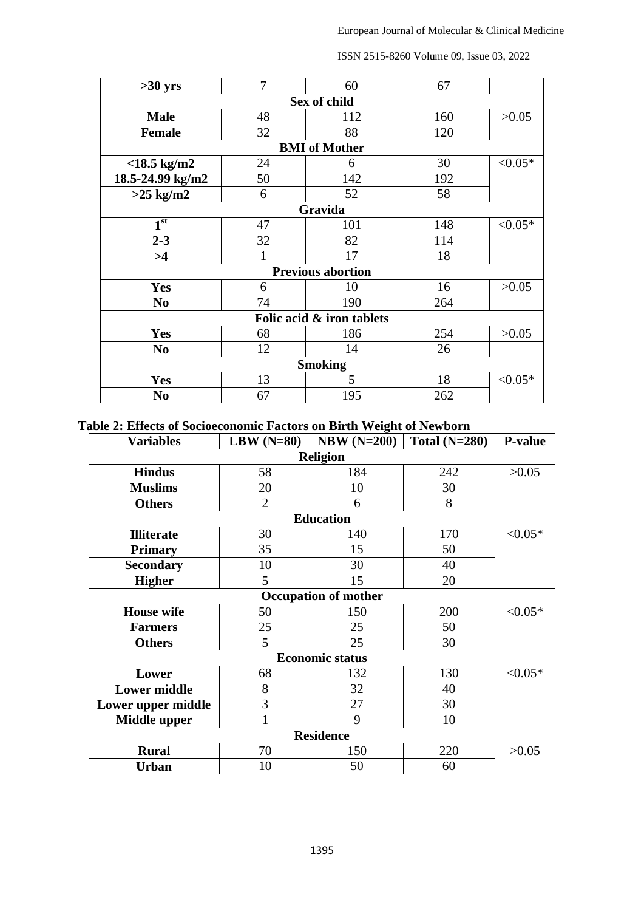| >30 yrs | 7 | 60 | 67 | |
|---|---|---|---|---|
| **Sex of child** | | | | |
| **Male** | 48 | 112 | 160 | >0.05 |
| **Female** | 32 | 88 | 120 | |
| **BMI of Mother** | | | | |
| **<18.5 kg/m2** | 24 | 6 | 30 | <0.05* |
| **18.5-24.99 kg/m2** | 50 | 142 | 192 | |
| **>25 kg/m2** | 6 | 52 | 58 | |
| **Gravida** | | | | |
| **1st** | 47 | 101 | 148 | <0.05* |
| **2-3** | 32 | 82 | 114 | |
| **>4** | 1 | 17 | 18 | |
| **Previous abortion** | | | | |
| **Yes** | 6 | 10 | 16 | >0.05 |
| **No** | 74 | 190 | 264 | |
| **Folic acid & iron tablets** | | | | |
| **Yes** | 68 | 186 | 254 | >0.05 |
| **No** | 12 | 14 | 26 | |
| **Smoking** | | | | |
| **Yes** | 13 | 5 | 18 | <0.05* |
| **No** | 67 | 195 | 262 | |

**Table 2: Effects of Socioeconomic Factors on Birth Weight of Newborn**

| Variables | LBW (N=80) | NBW (N=200) | Total (N=280) | P-value |
|---|---|---|---|---|
| **Religion** | | | | |
| **Hindus** | 58 | 184 | 242 | >0.05 |
| **Muslims** | 20 | 10 | 30 | |
| **Others** | 2 | 6 | 8 | |
| **Education** | | | | |
| **Illiterate** | 30 | 140 | 170 | <0.05* |
| **Primary** | 35 | 15 | 50 | |
| **Secondary** | 10 | 30 | 40 | |
| **Higher** | 5 | 15 | 20 | |
| **Occupation of mother** | | | | |
| **House wife** | 50 | 150 | 200 | <0.05* |
| **Farmers** | 25 | 25 | 50 | |
| **Others** | 5 | 25 | 30 | |
| **Economic status** | | | | |
| **Lower** | 68 | 132 | 130 | <0.05* |
| **Lower middle** | 8 | 32 | 40 | |
| **Lower upper middle** | 3 | 27 | 30 | |
| **Middle upper** | 1 | 9 | 10 | |
| **Residence** | | | | |
| **Rural** | 70 | 150 | 220 | >0.05 |
| **Urban** | 10 | 50 | 60 | |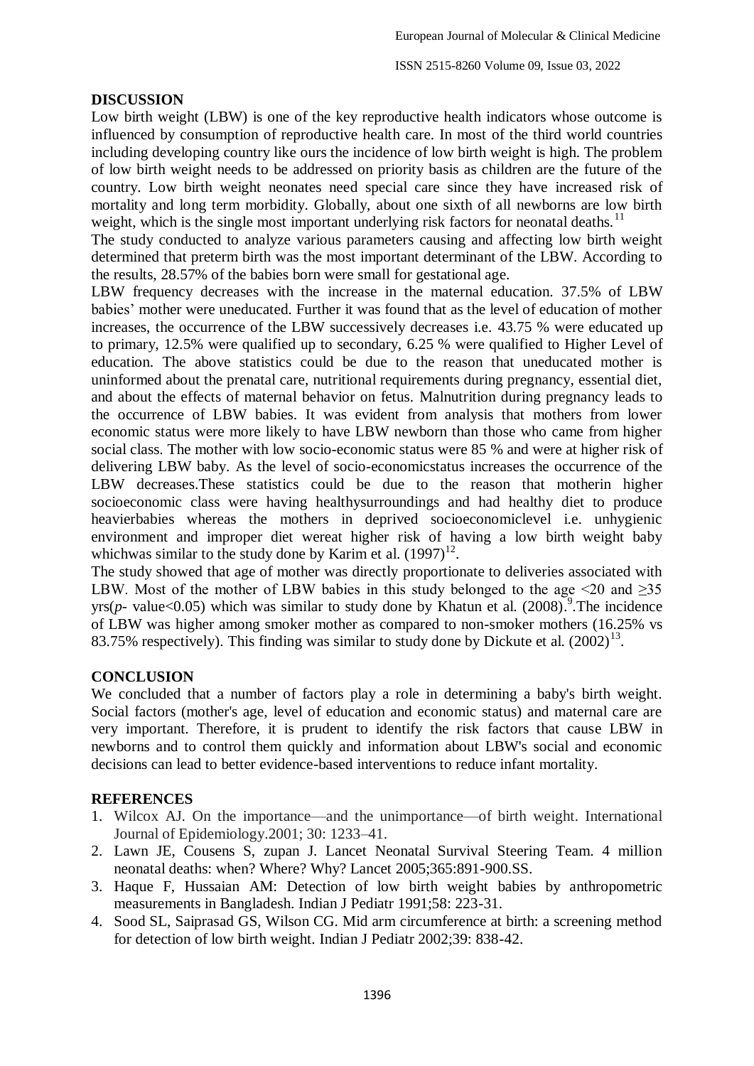## DISCUSSION

Low birth weight (LBW) is one of the key reproductive health indicators whose outcome is influenced by consumption of reproductive health care. In most of the third world countries including developing country like ours the incidence of low birth weight is high. The problem of low birth weight needs to be addressed on priority basis as children are the future of the country. Low birth weight neonates need special care since they have increased risk of mortality and long term morbidity. Globally, about one sixth of all newborns are low birth weight, which is the single most important underlying risk factors for neonatal deaths.[11]

The study conducted to analyze various parameters causing and affecting low birth weight determined that preterm birth was the most important determinant of the LBW. According to the results, 28.57% of the babies born were small for gestational age.

LBW frequency decreases with the increase in the maternal education. 37.5% of LBW babies' mother were uneducated. Further it was found that as the level of education of mother increases, the occurrence of the LBW successively decreases i.e. 43.75 % were educated up to primary, 12.5% were qualified up to secondary, 6.25 % were qualified to Higher Level of education. The above statistics could be due to the reason that uneducated mother is uninformed about the prenatal care, nutritional requirements during pregnancy, essential diet, and about the effects of maternal behavior on fetus. Malnutrition during pregnancy leads to the occurrence of LBW babies. It was evident from analysis that mothers from lower economic status were more likely to have LBW newborn than those who came from higher social class. The mother with low socio-economic status were 85 % and were at higher risk of delivering LBW baby. As the level of socio-economicstatus increases the occurrence of the LBW decreases.These statistics could be due to the reason that motherin higher socioeconomic class were having healthysurroundings and had healthy diet to produce heavierbabies whereas the mothers in deprived socioeconomiclevel i.e. unhygienic environment and improper diet wereat higher risk of having a low birth weight baby whichwas similar to the study done by Karim et al. (1997)[12].

The study showed that age of mother was directly proportionate to deliveries associated with LBW. Most of the mother of LBW babies in this study belonged to the age <20 and ≥35 yrs(*p*- value<0.05) which was similar to study done by Khatun et al. (2008).[9].The incidence of LBW was higher among smoker mother as compared to non-smoker mothers (16.25% vs 83.75% respectively). This finding was similar to study done by Dickute et al. (2002)[13].

## CONCLUSION

We concluded that a number of factors play a role in determining a baby's birth weight. Social factors (mother's age, level of education and economic status) and maternal care are very important. Therefore, it is prudent to identify the risk factors that cause LBW in newborns and to control them quickly and information about LBW's social and economic decisions can lead to better evidence-based interventions to reduce infant mortality.

## REFERENCES

1. Wilcox AJ. On the importance—and the unimportance—of birth weight. International Journal of Epidemiology.2001; 30: 1233–41.
2. Lawn JE, Cousens S, zupan J. Lancet Neonatal Survival Steering Team. 4 million neonatal deaths: when? Where? Why? Lancet 2005;365:891-900.SS.
3. Haque F, Hussaian AM: Detection of low birth weight babies by anthropometric measurements in Bangladesh. Indian J Pediatr 1991;58: 223-31.
4. Sood SL, Saiprasad GS, Wilson CG. Mid arm circumference at birth: a screening method for detection of low birth weight. Indian J Pediatr 2002;39: 838-42.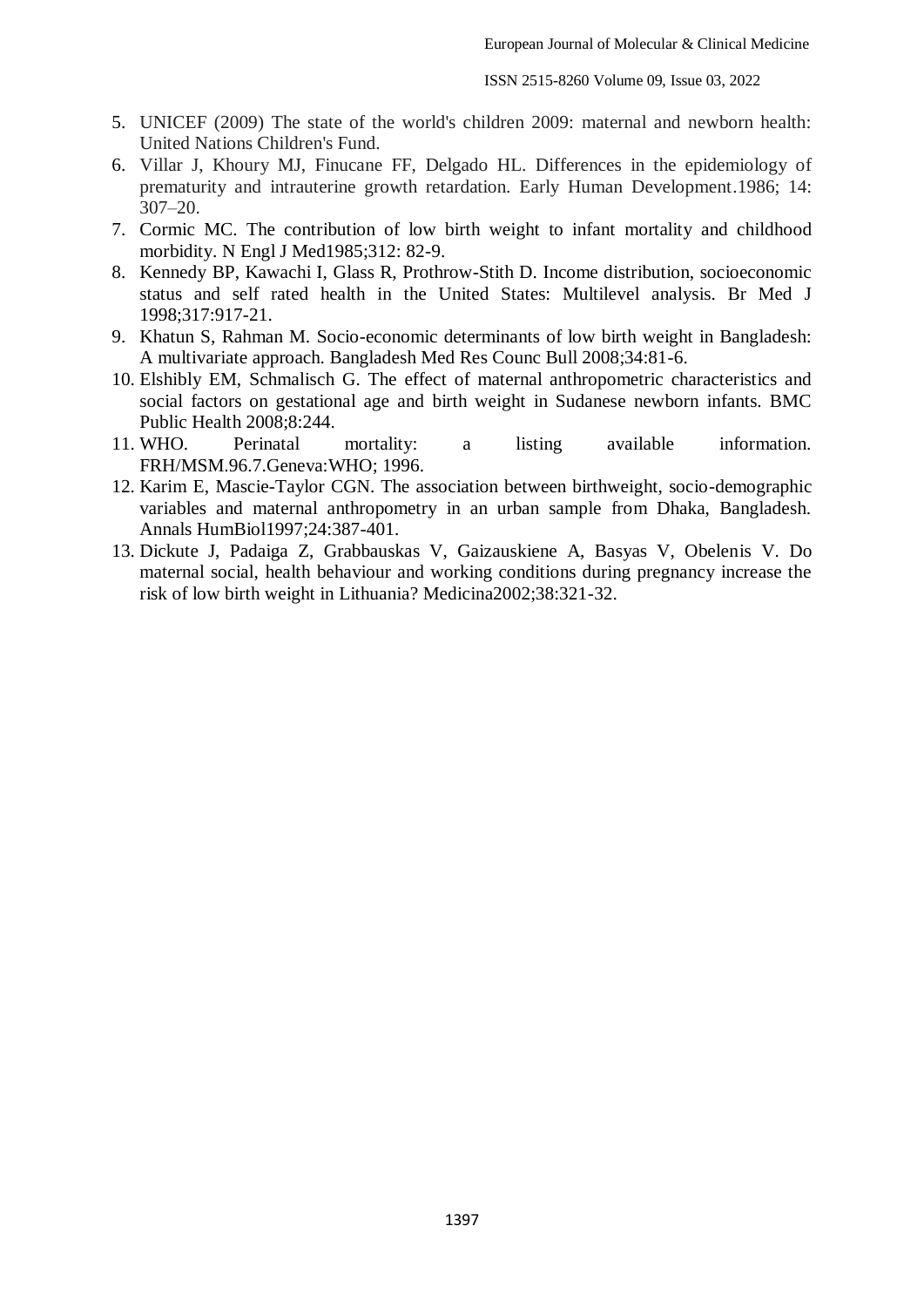5. UNICEF (2009) The state of the world's children 2009: maternal and newborn health: United Nations Children's Fund.
6. Villar J, Khoury MJ, Finucane FF, Delgado HL. Differences in the epidemiology of prematurity and intrauterine growth retardation. Early Human Development.1986; 14: 307–20.
7. Cormic MC. The contribution of low birth weight to infant mortality and childhood morbidity. N Engl J Med1985;312: 82-9.
8. Kennedy BP, Kawachi I, Glass R, Prothrow-Stith D. Income distribution, socioeconomic status and self rated health in the United States: Multilevel analysis. Br Med J 1998;317:917-21.
9. Khatun S, Rahman M. Socio-economic determinants of low birth weight in Bangladesh: A multivariate approach. Bangladesh Med Res Counc Bull 2008;34:81-6.
10. Elshibly EM, Schmalisch G. The effect of maternal anthropometric characteristics and social factors on gestational age and birth weight in Sudanese newborn infants. BMC Public Health 2008;8:244.
11. WHO. Perinatal mortality: a listing available information. FRH/MSM.96.7.Geneva:WHO; 1996.
12. Karim E, Mascie-Taylor CGN. The association between birthweight, socio-demographic variables and maternal anthropometry in an urban sample from Dhaka, Bangladesh. Annals HumBiol1997;24:387-401.
13. Dickute J, Padaiga Z, Grabbauskas V, Gaizauskiene A, Basyas V, Obelenis V. Do maternal social, health behaviour and working conditions during pregnancy increase the risk of low birth weight in Lithuania? Medicina2002;38:321-32.